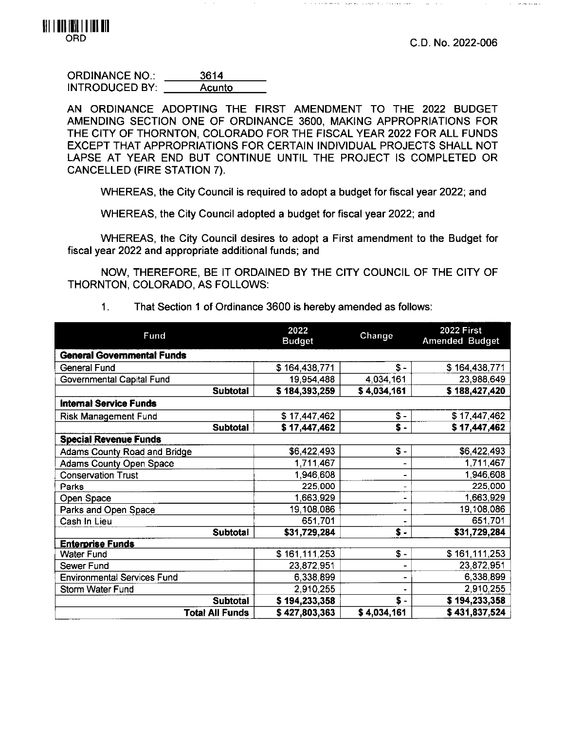ORD

C.D. No. 2022-006

ORDINANCE NO.: 3614
INTRODUCED BY: Acunto

AN ORDINANCE ADOPTING THE FIRST AMENDMENT TO THE 2022 BUDGET AMENDING SECTION ONE OF ORDINANCE 3600, MAKING APPROPRIATIONS FOR THE CITY OF THORNTON, COLORADO FOR THE FISCAL YEAR 2022 FOR ALL FUNDS EXCEPT THAT APPROPRIATIONS FOR CERTAIN INDIVIDUAL PROJECTS SHALL NOT LAPSE AT YEAR END BUT CONTINUE UNTIL THE PROJECT IS COMPLETED OR CANCELLED (FIRE STATION 7).

WHEREAS, the City Council is required to adopt a budget for fiscal year 2022; and

WHEREAS, the City Council adopted a budget for fiscal year 2022; and

WHEREAS, the City Council desires to adopt a First amendment to the Budget for fiscal year 2022 and appropriate additional funds; and

NOW, THEREFORE, BE IT ORDAINED BY THE CITY COUNCIL OF THE CITY OF THORNTON, COLORADO, AS FOLLOWS:

1. That Section 1 of Ordinance 3600 is hereby amended as follows:

| Fund | 2022 Budget | Change | 2022 First Amended Budget |
|---|---|---|---|
| **General Governmental Funds** | | | |
| General Fund | $ 164,438,771 | $ - | $ 164,438,771 |
| Governmental Capital Fund | 19,954,488 | 4,034,161 | 23,988,649 |
| **Subtotal** | **$ 184,393,259** | **$ 4,034,161** | **$ 188,427,420** |
| **Internal Service Funds** | | | |
| Risk Management Fund | $ 17,447,462 | $ - | $ 17,447,462 |
| **Subtotal** | **$ 17,447,462** | **$ -** | **$ 17,447,462** |
| **Special Revenue Funds** | | | |
| Adams County Road and Bridge | $6,422,493 | $ - | $6,422,493 |
| Adams County Open Space | 1,711,467 | - | 1,711,467 |
| Conservation Trust | 1,946,608 | - | 1,946,608 |
| Parks | 225,000 | - | 225,000 |
| Open Space | 1,663,929 | - | 1,663,929 |
| Parks and Open Space | 19,108,086 | - | 19,108,086 |
| Cash In Lieu | 651,701 | - | 651,701 |
| **Subtotal** | **$31,729,284** | **$ -** | **$31,729,284** |
| **Enterprise Funds** | | | |
| Water Fund | $ 161,111,253 | $ - | $ 161,111,253 |
| Sewer Fund | 23,872,951 | - | 23,872,951 |
| Environmental Services Fund | 6,338,899 | - | 6,338,899 |
| Storm Water Fund | 2,910,255 | - | 2,910,255 |
| **Subtotal** | **$ 194,233,358** | **$ -** | **$ 194,233,358** |
| **Total All Funds** | **$ 427,803,363** | **$ 4,034,161** | **$ 431,837,524** |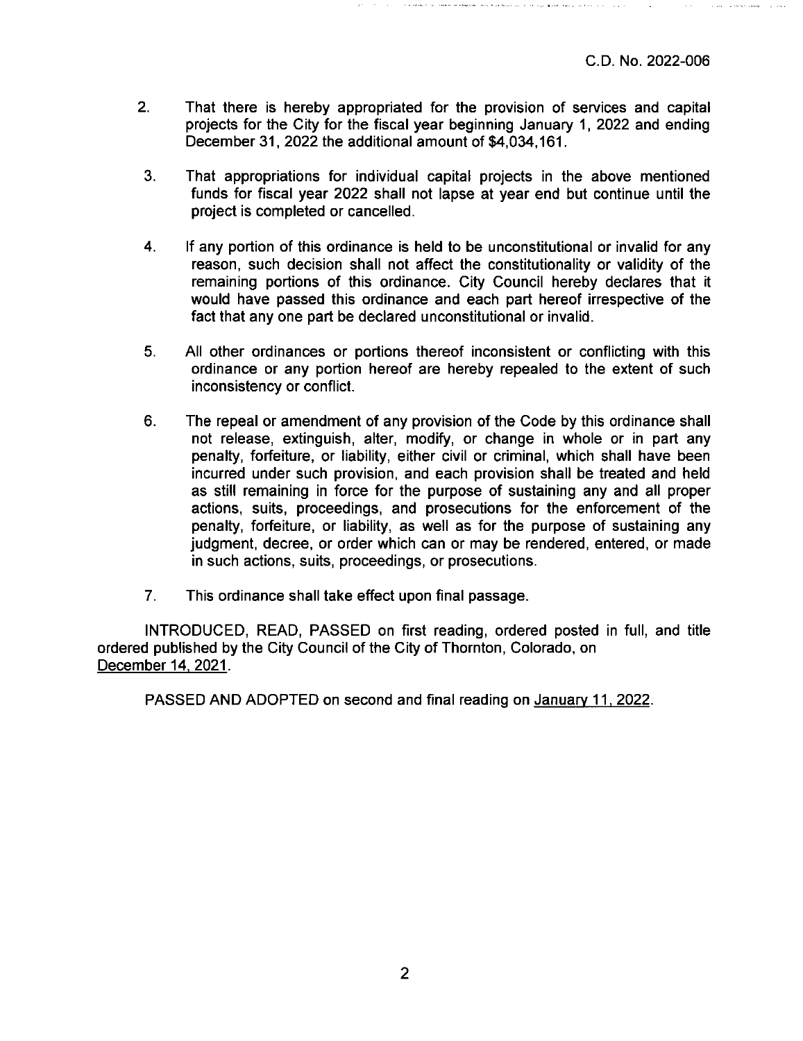2. That there is hereby appropriated for the provision of services and capital projects for the City for the fiscal year beginning January 1, 2022 and ending December 31, 2022 the additional amount of $4,034,161.

3. That appropriations for individual capital projects in the above mentioned funds for fiscal year 2022 shall not lapse at year end but continue until the project is completed or cancelled.

4. If any portion of this ordinance is held to be unconstitutional or invalid for any reason, such decision shall not affect the constitutionality or validity of the remaining portions of this ordinance. City Council hereby declares that it would have passed this ordinance and each part hereof irrespective of the fact that any one part be declared unconstitutional or invalid.

5. All other ordinances or portions thereof inconsistent or conflicting with this ordinance or any portion hereof are hereby repealed to the extent of such inconsistency or conflict.

6. The repeal or amendment of any provision of the Code by this ordinance shall not release, extinguish, alter, modify, or change in whole or in part any penalty, forfeiture, or liability, either civil or criminal, which shall have been incurred under such provision, and each provision shall be treated and held as still remaining in force for the purpose of sustaining any and all proper actions, suits, proceedings, and prosecutions for the enforcement of the penalty, forfeiture, or liability, as well as for the purpose of sustaining any judgment, decree, or order which can or may be rendered, entered, or made in such actions, suits, proceedings, or prosecutions.

7. This ordinance shall take effect upon final passage.

INTRODUCED, READ, PASSED on first reading, ordered posted in full, and title ordered published by the City Council of the City of Thornton, Colorado, on December 14, 2021.

PASSED AND ADOPTED on second and final reading on January 11, 2022.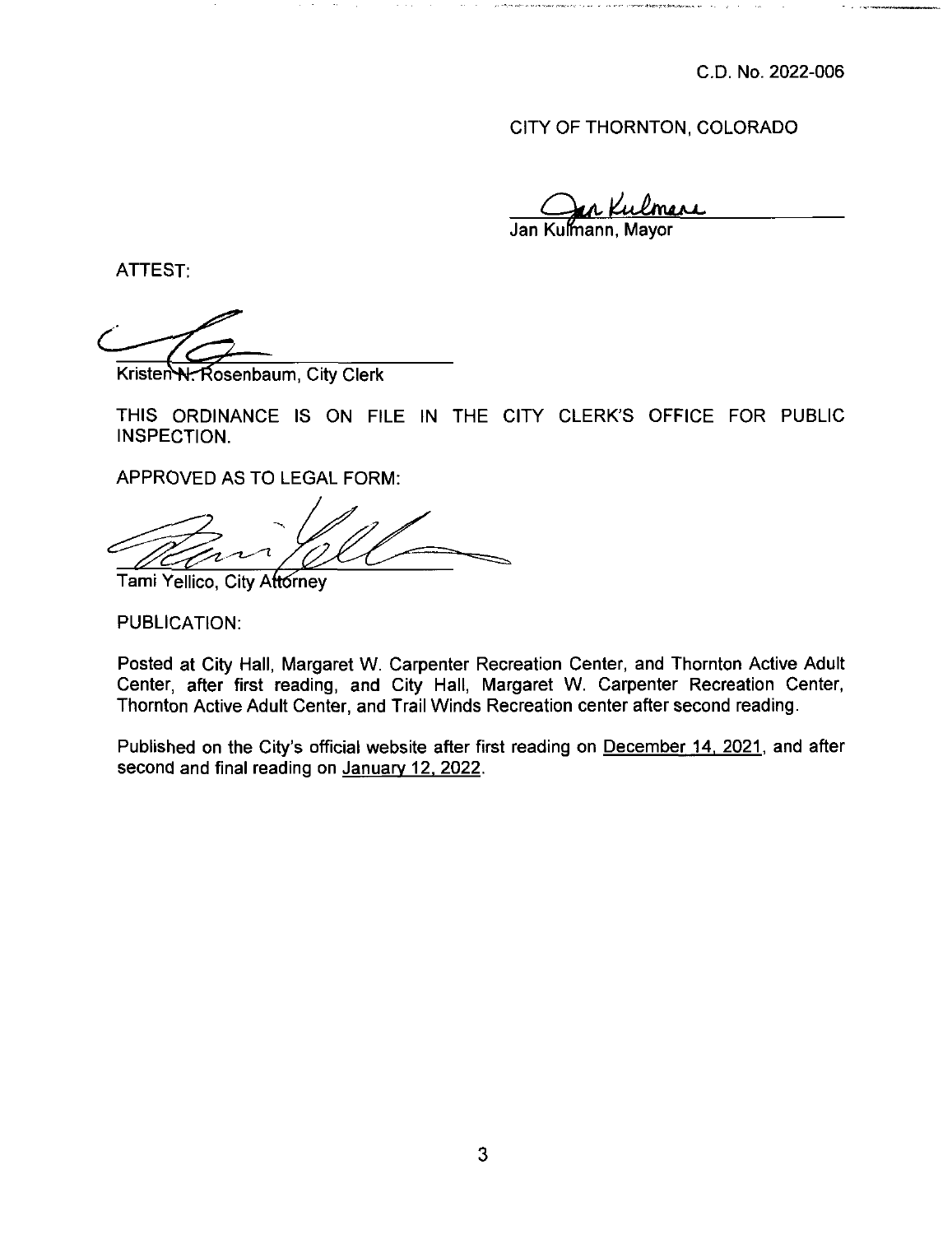C.D. No. 2022-006

CITY OF THORNTON, COLORADO

Jan Kulmann, Mayor

ATTEST:

Kristen N. Rosenbaum, City Clerk

THIS ORDINANCE IS ON FILE IN THE CITY CLERK'S OFFICE FOR PUBLIC INSPECTION.

APPROVED AS TO LEGAL FORM:

Tami Yellico, City Attorney

PUBLICATION:

Posted at City Hall, Margaret W. Carpenter Recreation Center, and Thornton Active Adult Center, after first reading, and City Hall, Margaret W. Carpenter Recreation Center, Thornton Active Adult Center, and Trail Winds Recreation center after second reading.

Published on the City's official website after first reading on December 14, 2021, and after second and final reading on January 12, 2022.